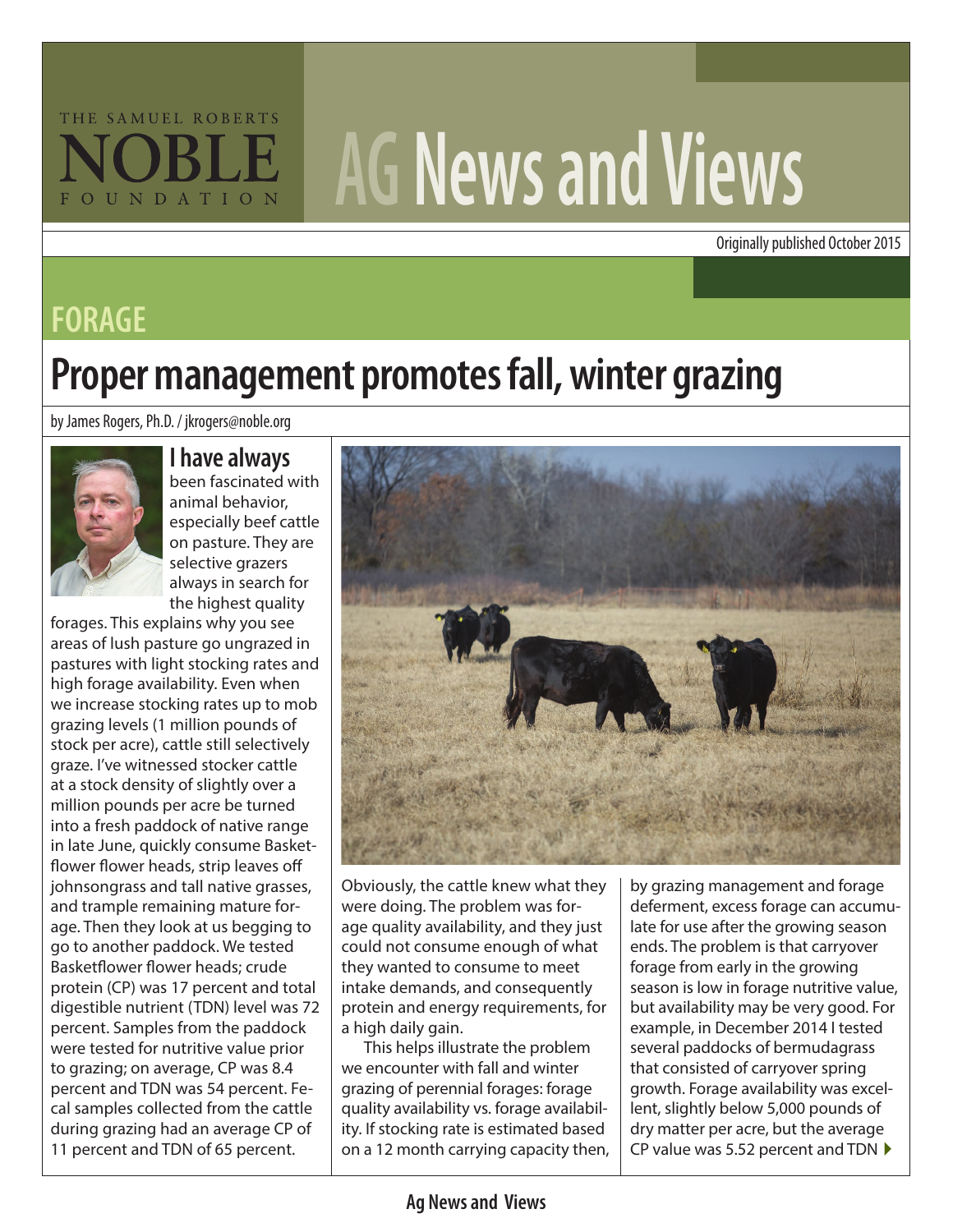THE SAMUEL ROBERTS NOBLE FOUNDATION

# AG News and Views

Originally published October 2015

## FORAGE

# Proper management promotes fall, winter grazing

by James Rogers, Ph.D. / jkrogers@noble.org

**I have always** been fascinated with animal behavior, especially beef cattle on pasture. They are selective grazers always in search for the highest quality forages. This explains why you see areas of lush pasture go ungrazed in pastures with light stocking rates and high forage availability. Even when we increase stocking rates up to mob grazing levels (1 million pounds of stock per acre), cattle still selectively graze. I've witnessed stocker cattle at a stock density of slightly over a million pounds per acre be turned into a fresh paddock of native range in late June, quickly consume Basketflower flower heads, strip leaves off johnsongrass and tall native grasses, and trample remaining mature forage. Then they look at us begging to go to another paddock. We tested Basketflower flower heads; crude protein (CP) was 17 percent and total digestible nutrient (TDN) level was 72 percent. Samples from the paddock were tested for nutritive value prior to grazing; on average, CP was 8.4 percent and TDN was 54 percent. Fecal samples collected from the cattle during grazing had an average CP of 11 percent and TDN of 65 percent.

Obviously, the cattle knew what they were doing. The problem was forage quality availability, and they just could not consume enough of what they wanted to consume to meet intake demands, and consequently protein and energy requirements, for a high daily gain.

This helps illustrate the problem we encounter with fall and winter grazing of perennial forages: forage quality availability vs. forage availability. If stocking rate is estimated based on a 12 month carrying capacity then, by grazing management and forage deferment, excess forage can accumulate for use after the growing season ends. The problem is that carryover forage from early in the growing season is low in forage nutritive value, but availability may be very good. For example, in December 2014 I tested several paddocks of bermudagrass that consisted of carryover spring growth. Forage availability was excellent, slightly below 5,000 pounds of dry matter per acre, but the average CP value was 5.52 percent and TDN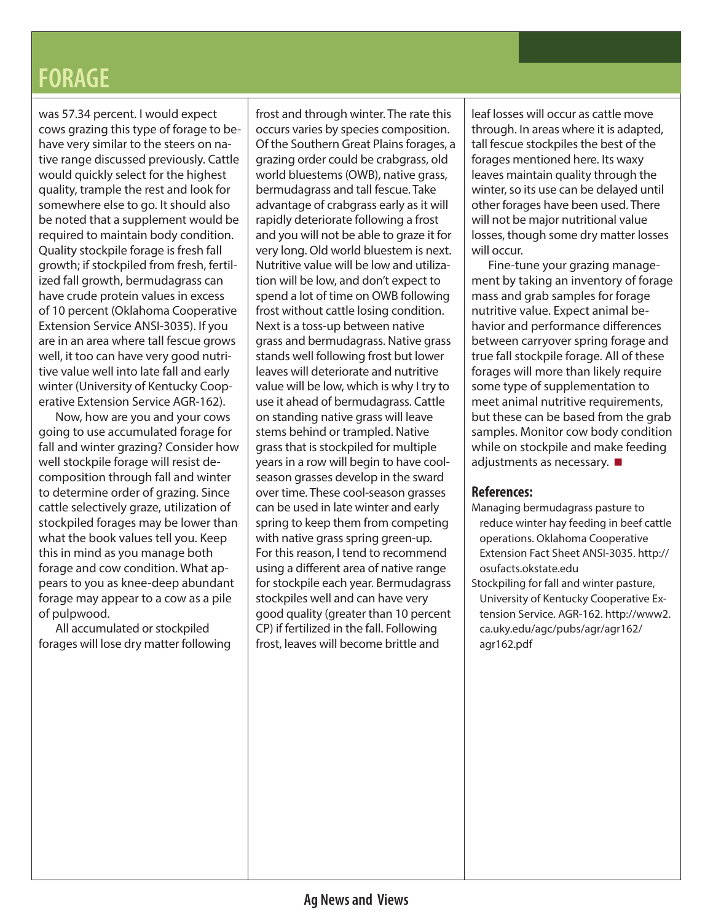was 57.34 percent. I would expect cows grazing this type of forage to behave very similar to the steers on native range discussed previously. Cattle would quickly select for the highest quality, trample the rest and look for somewhere else to go. It should also be noted that a supplement would be required to maintain body condition. Quality stockpile forage is fresh fall growth; if stockpiled from fresh, fertilized fall growth, bermudagrass can have crude protein values in excess of 10 percent (Oklahoma Cooperative Extension Service ANSI-3035). If you are in an area where tall fescue grows well, it too can have very good nutritive value well into late fall and early winter (University of Kentucky Cooperative Extension Service AGR-162).

Now, how are you and your cows going to use accumulated forage for fall and winter grazing? Consider how well stockpile forage will resist decomposition through fall and winter to determine order of grazing. Since cattle selectively graze, utilization of stockpiled forages may be lower than what the book values tell you. Keep this in mind as you manage both forage and cow condition. What appears to you as knee-deep abundant forage may appear to a cow as a pile of pulpwood.

All accumulated or stockpiled forages will lose dry matter following frost and through winter. The rate this occurs varies by species composition. Of the Southern Great Plains forages, a grazing order could be crabgrass, old world bluestems (OWB), native grass, bermudagrass and tall fescue. Take advantage of crabgrass early as it will rapidly deteriorate following a frost and you will not be able to graze it for very long. Old world bluestem is next. Nutritive value will be low and utilization will be low, and don't expect to spend a lot of time on OWB following frost without cattle losing condition. Next is a toss-up between native grass and bermudagrass. Native grass stands well following frost but lower leaves will deteriorate and nutritive value will be low, which is why I try to use it ahead of bermudagrass. Cattle on standing native grass will leave stems behind or trampled. Native grass that is stockpiled for multiple years in a row will begin to have cool-season grasses develop in the sward over time. These cool-season grasses can be used in late winter and early spring to keep them from competing with native grass spring green-up. For this reason, I tend to recommend using a different area of native range for stockpile each year. Bermudagrass stockpiles well and can have very good quality (greater than 10 percent CP) if fertilized in the fall. Following frost, leaves will become brittle and leaf losses will occur as cattle move through. In areas where it is adapted, tall fescue stockpiles the best of the forages mentioned here. Its waxy leaves maintain quality through the winter, so its use can be delayed until other forages have been used. There will not be major nutritional value losses, though some dry matter losses will occur.

Fine-tune your grazing management by taking an inventory of forage mass and grab samples for forage nutritive value. Expect animal behavior and performance differences between carryover spring forage and true fall stockpile forage. All of these forages will more than likely require some type of supplementation to meet animal nutritive requirements, but these can be based from the grab samples. Monitor cow body condition while on stockpile and make feeding adjustments as necessary. ■

### References:

Managing bermudagrass pasture to reduce winter hay feeding in beef cattle operations. Oklahoma Cooperative Extension Fact Sheet ANSI-3035. http://osufacts.okstate.edu

Stockpiling for fall and winter pasture, University of Kentucky Cooperative Extension Service. AGR-162. http://www2.ca.uky.edu/agc/pubs/agr/agr162/agr162.pdf